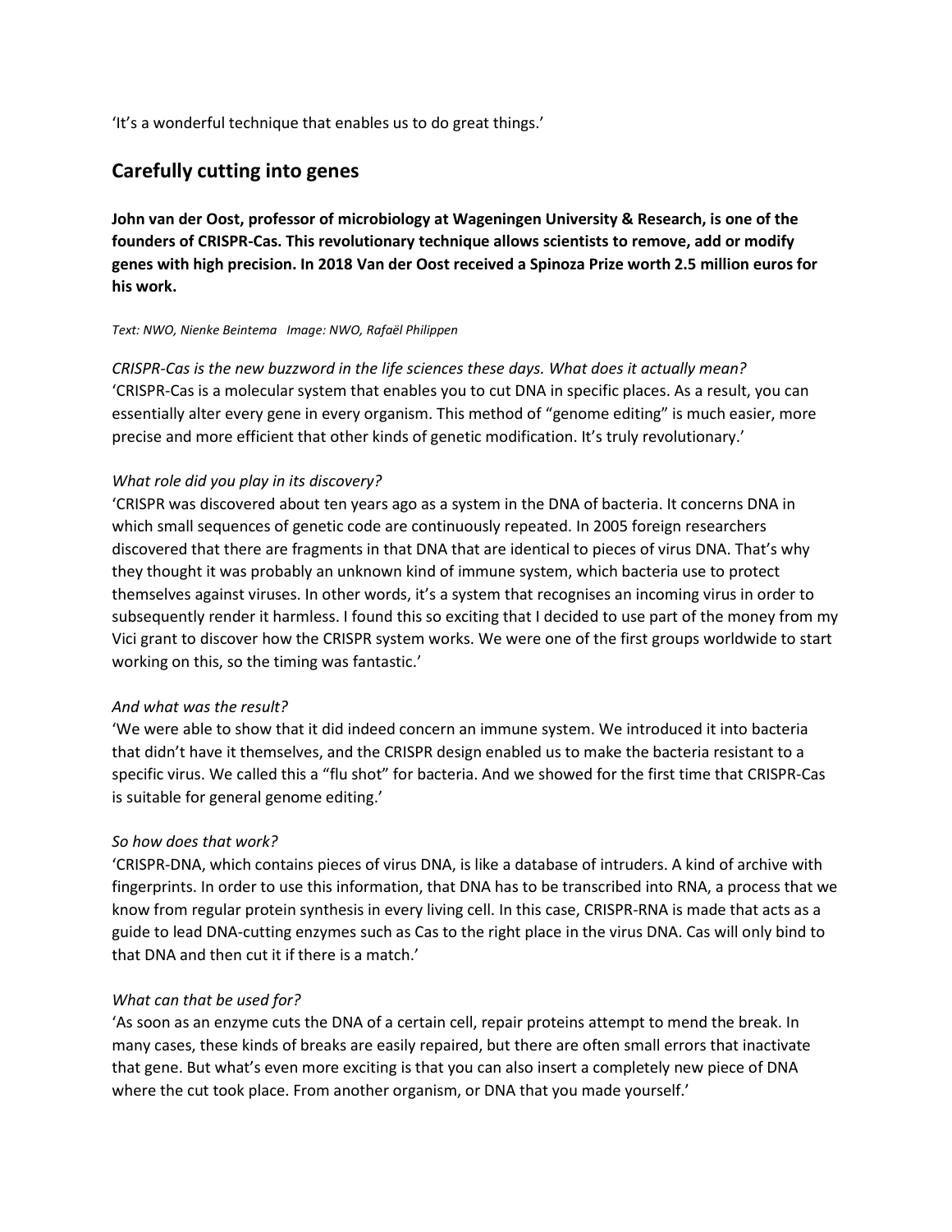'It's a wonderful technique that enables us to do great things.'

## Carefully cutting into genes

**John van der Oost, professor of microbiology at Wageningen University & Research, is one of the founders of CRISPR-Cas. This revolutionary technique allows scientists to remove, add or modify genes with high precision. In 2018 Van der Oost received a Spinoza Prize worth 2.5 million euros for his work.**

*Text: NWO, Nienke Beintema   Image: NWO, Rafaël Philippen*

*CRISPR-Cas is the new buzzword in the life sciences these days. What does it actually mean?*
'CRISPR-Cas is a molecular system that enables you to cut DNA in specific places. As a result, you can essentially alter every gene in every organism. This method of "genome editing" is much easier, more precise and more efficient that other kinds of genetic modification. It's truly revolutionary.'

*What role did you play in its discovery?*
'CRISPR was discovered about ten years ago as a system in the DNA of bacteria. It concerns DNA in which small sequences of genetic code are continuously repeated. In 2005 foreign researchers discovered that there are fragments in that DNA that are identical to pieces of virus DNA. That's why they thought it was probably an unknown kind of immune system, which bacteria use to protect themselves against viruses. In other words, it's a system that recognises an incoming virus in order to subsequently render it harmless. I found this so exciting that I decided to use part of the money from my Vici grant to discover how the CRISPR system works. We were one of the first groups worldwide to start working on this, so the timing was fantastic.'

*And what was the result?*
'We were able to show that it did indeed concern an immune system. We introduced it into bacteria that didn't have it themselves, and the CRISPR design enabled us to make the bacteria resistant to a specific virus. We called this a "flu shot" for bacteria. And we showed for the first time that CRISPR-Cas is suitable for general genome editing.'

*So how does that work?*
'CRISPR-DNA, which contains pieces of virus DNA, is like a database of intruders. A kind of archive with fingerprints. In order to use this information, that DNA has to be transcribed into RNA, a process that we know from regular protein synthesis in every living cell. In this case, CRISPR-RNA is made that acts as a guide to lead DNA-cutting enzymes such as Cas to the right place in the virus DNA. Cas will only bind to that DNA and then cut it if there is a match.'

*What can that be used for?*
'As soon as an enzyme cuts the DNA of a certain cell, repair proteins attempt to mend the break. In many cases, these kinds of breaks are easily repaired, but there are often small errors that inactivate that gene. But what's even more exciting is that you can also insert a completely new piece of DNA where the cut took place. From another organism, or DNA that you made yourself.'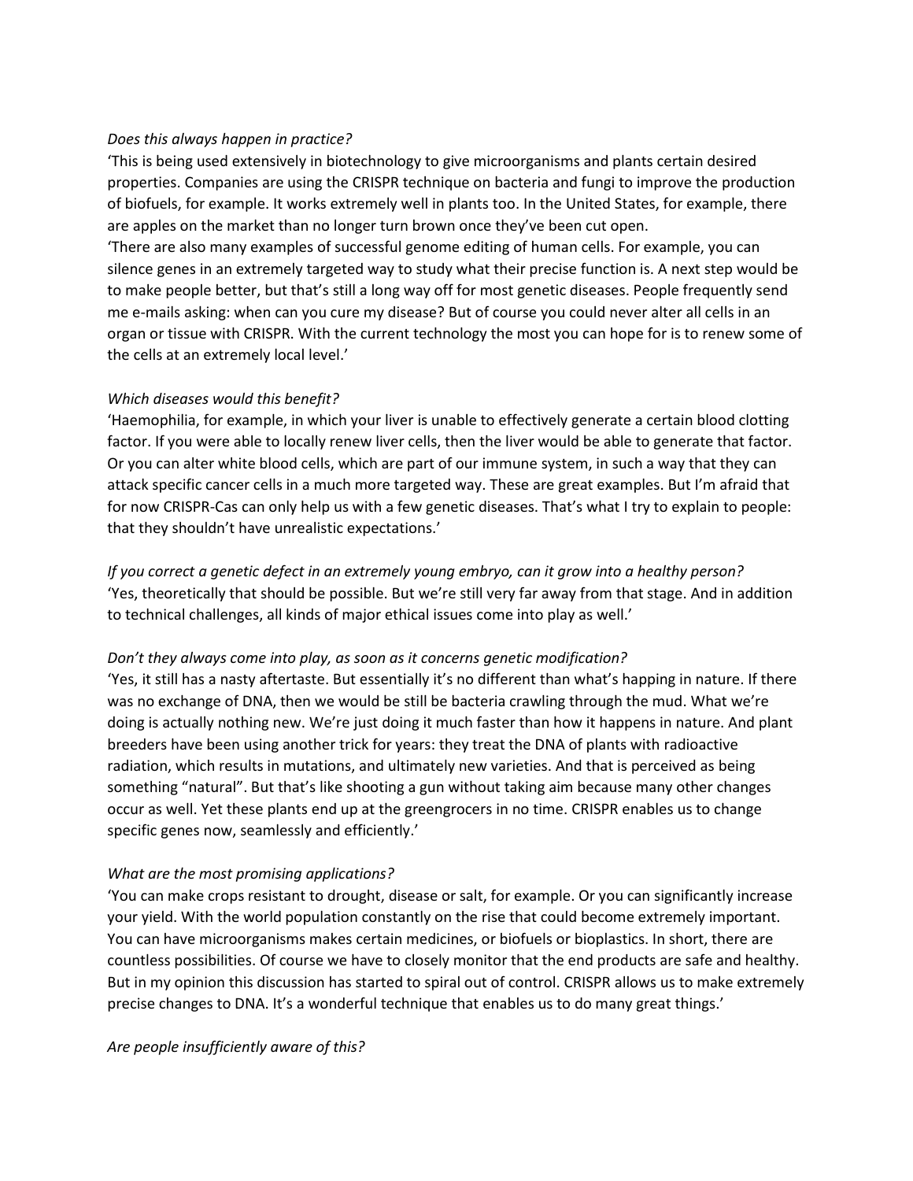*Does this always happen in practice?*

'This is being used extensively in biotechnology to give microorganisms and plants certain desired properties. Companies are using the CRISPR technique on bacteria and fungi to improve the production of biofuels, for example. It works extremely well in plants too. In the United States, for example, there are apples on the market than no longer turn brown once they've been cut open.

'There are also many examples of successful genome editing of human cells. For example, you can silence genes in an extremely targeted way to study what their precise function is. A next step would be to make people better, but that's still a long way off for most genetic diseases. People frequently send me e-mails asking: when can you cure my disease? But of course you could never alter all cells in an organ or tissue with CRISPR. With the current technology the most you can hope for is to renew some of the cells at an extremely local level.'

*Which diseases would this benefit?*

'Haemophilia, for example, in which your liver is unable to effectively generate a certain blood clotting factor. If you were able to locally renew liver cells, then the liver would be able to generate that factor. Or you can alter white blood cells, which are part of our immune system, in such a way that they can attack specific cancer cells in a much more targeted way. These are great examples. But I'm afraid that for now CRISPR-Cas can only help us with a few genetic diseases. That's what I try to explain to people: that they shouldn't have unrealistic expectations.'

*If you correct a genetic defect in an extremely young embryo, can it grow into a healthy person?*

'Yes, theoretically that should be possible. But we're still very far away from that stage. And in addition to technical challenges, all kinds of major ethical issues come into play as well.'

*Don't they always come into play, as soon as it concerns genetic modification?*

'Yes, it still has a nasty aftertaste. But essentially it's no different than what's happing in nature. If there was no exchange of DNA, then we would be still be bacteria crawling through the mud. What we're doing is actually nothing new. We're just doing it much faster than how it happens in nature. And plant breeders have been using another trick for years: they treat the DNA of plants with radioactive radiation, which results in mutations, and ultimately new varieties. And that is perceived as being something "natural". But that's like shooting a gun without taking aim because many other changes occur as well. Yet these plants end up at the greengrocers in no time. CRISPR enables us to change specific genes now, seamlessly and efficiently.'

*What are the most promising applications?*

'You can make crops resistant to drought, disease or salt, for example. Or you can significantly increase your yield. With the world population constantly on the rise that could become extremely important. You can have microorganisms makes certain medicines, or biofuels or bioplastics. In short, there are countless possibilities. Of course we have to closely monitor that the end products are safe and healthy. But in my opinion this discussion has started to spiral out of control. CRISPR allows us to make extremely precise changes to DNA. It's a wonderful technique that enables us to do many great things.'

*Are people insufficiently aware of this?*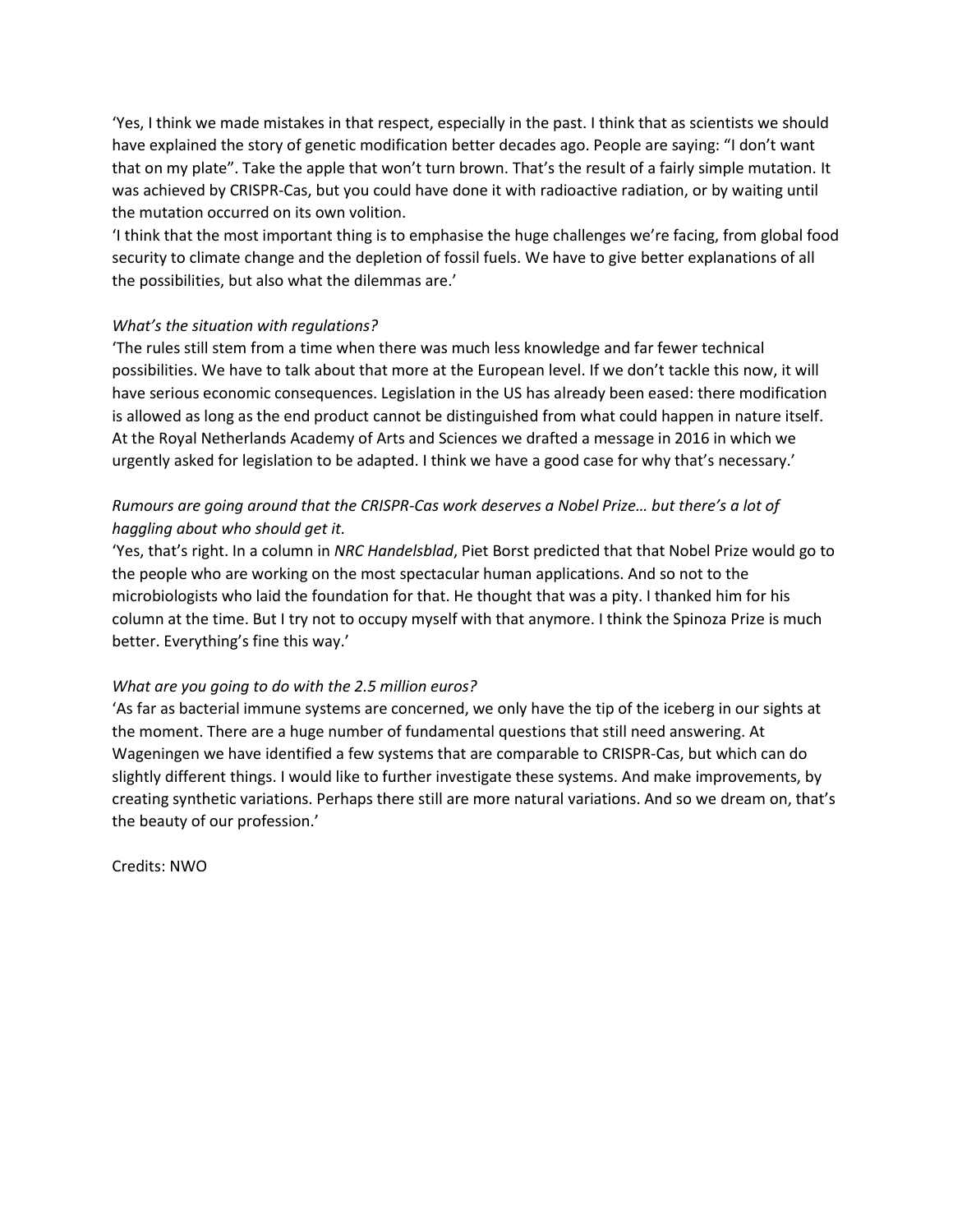'Yes, I think we made mistakes in that respect, especially in the past. I think that as scientists we should have explained the story of genetic modification better decades ago. People are saying: "I don't want that on my plate". Take the apple that won't turn brown. That's the result of a fairly simple mutation. It was achieved by CRISPR-Cas, but you could have done it with radioactive radiation, or by waiting until the mutation occurred on its own volition.

'I think that the most important thing is to emphasise the huge challenges we're facing, from global food security to climate change and the depletion of fossil fuels. We have to give better explanations of all the possibilities, but also what the dilemmas are.'

*What's the situation with regulations?*

'The rules still stem from a time when there was much less knowledge and far fewer technical possibilities. We have to talk about that more at the European level. If we don't tackle this now, it will have serious economic consequences. Legislation in the US has already been eased: there modification is allowed as long as the end product cannot be distinguished from what could happen in nature itself. At the Royal Netherlands Academy of Arts and Sciences we drafted a message in 2016 in which we urgently asked for legislation to be adapted. I think we have a good case for why that's necessary.'

*Rumours are going around that the CRISPR-Cas work deserves a Nobel Prize… but there's a lot of haggling about who should get it.*

'Yes, that's right. In a column in *NRC Handelsblad*, Piet Borst predicted that that Nobel Prize would go to the people who are working on the most spectacular human applications. And so not to the microbiologists who laid the foundation for that. He thought that was a pity. I thanked him for his column at the time. But I try not to occupy myself with that anymore. I think the Spinoza Prize is much better. Everything's fine this way.'

*What are you going to do with the 2.5 million euros?*

'As far as bacterial immune systems are concerned, we only have the tip of the iceberg in our sights at the moment. There are a huge number of fundamental questions that still need answering. At Wageningen we have identified a few systems that are comparable to CRISPR-Cas, but which can do slightly different things. I would like to further investigate these systems. And make improvements, by creating synthetic variations. Perhaps there still are more natural variations. And so we dream on, that's the beauty of our profession.'

Credits: NWO